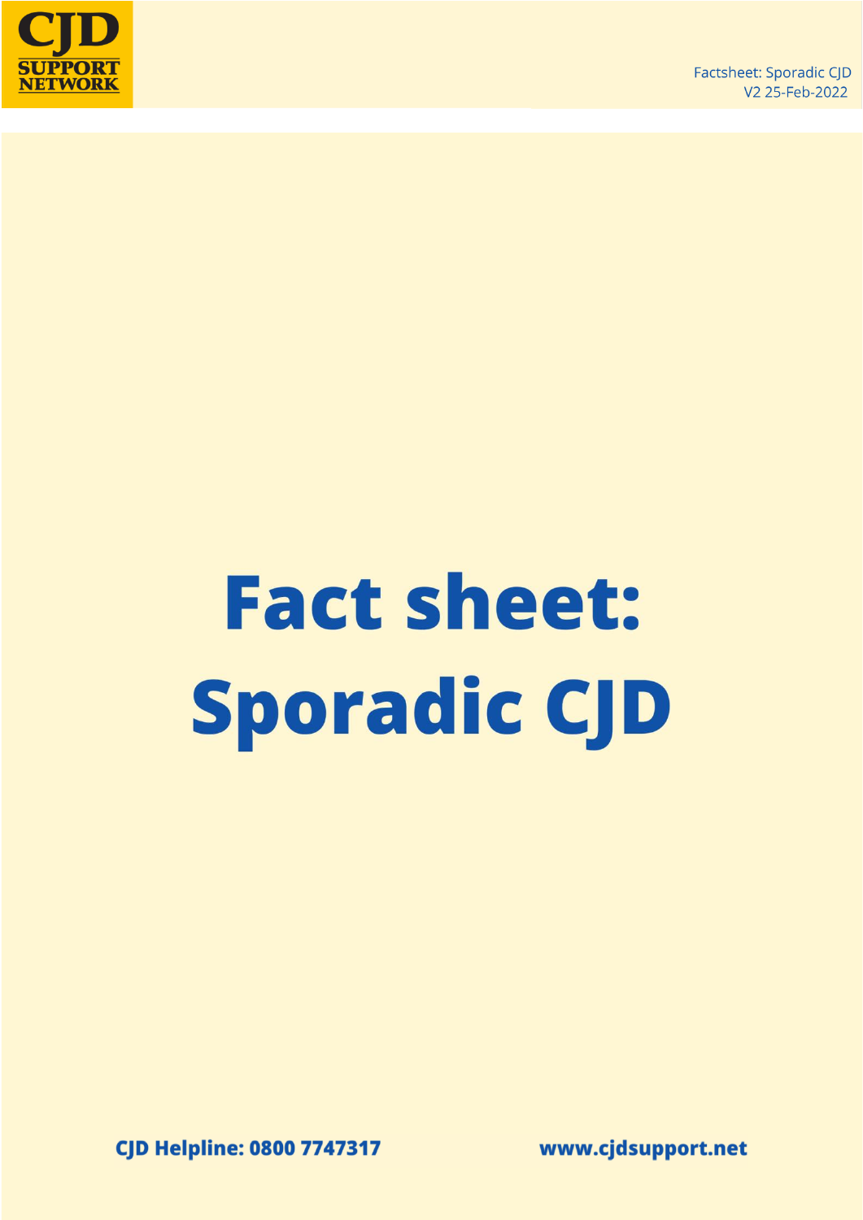# Fact sheet: Sporadic CJD

**CJD Helpline: 0800 7747317**

**www.cjdsupport.net**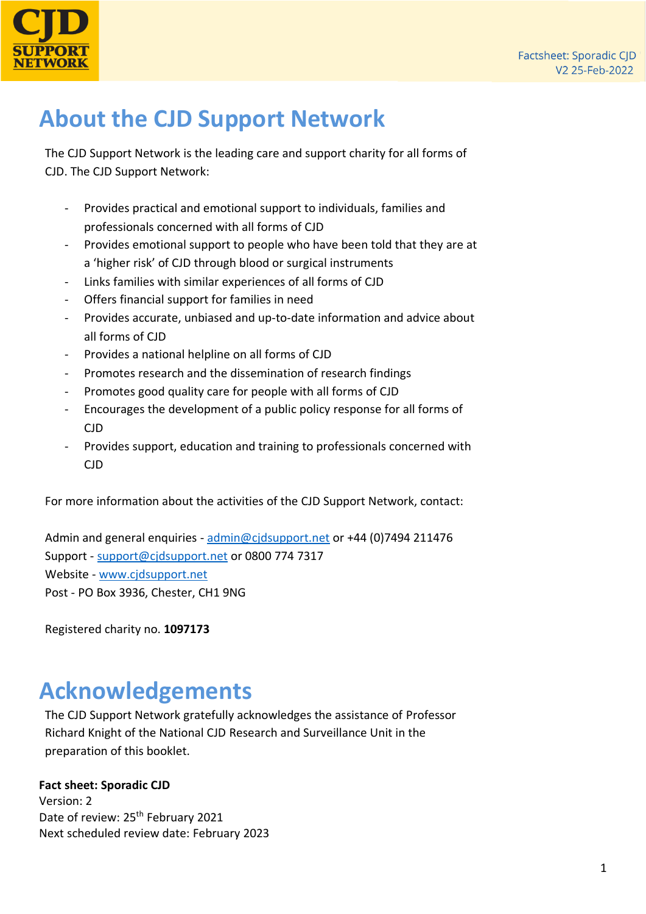# About the CJD Support Network

The CJD Support Network is the leading care and support charity for all forms of CJD. The CJD Support Network:

- Provides practical and emotional support to individuals, families and professionals concerned with all forms of CJD
- Provides emotional support to people who have been told that they are at a 'higher risk' of CJD through blood or surgical instruments
- Links families with similar experiences of all forms of CJD
- Offers financial support for families in need
- Provides accurate, unbiased and up-to-date information and advice about all forms of CJD
- Provides a national helpline on all forms of CJD
- Promotes research and the dissemination of research findings
- Promotes good quality care for people with all forms of CJD
- Encourages the development of a public policy response for all forms of CJD
- Provides support, education and training to professionals concerned with CJD

For more information about the activities of the CJD Support Network, contact:

Admin and general enquiries - admin@cjdsupport.net or +44 (0)7494 211476
Support - support@cjdsupport.net or 0800 774 7317
Website - www.cjdsupport.net
Post - PO Box 3936, Chester, CH1 9NG

Registered charity no. **1097173**

# Acknowledgements

The CJD Support Network gratefully acknowledges the assistance of Professor Richard Knight of the National CJD Research and Surveillance Unit in the preparation of this booklet.

**Fact sheet: Sporadic CJD**
Version: 2
Date of review: 25th February 2021
Next scheduled review date: February 2023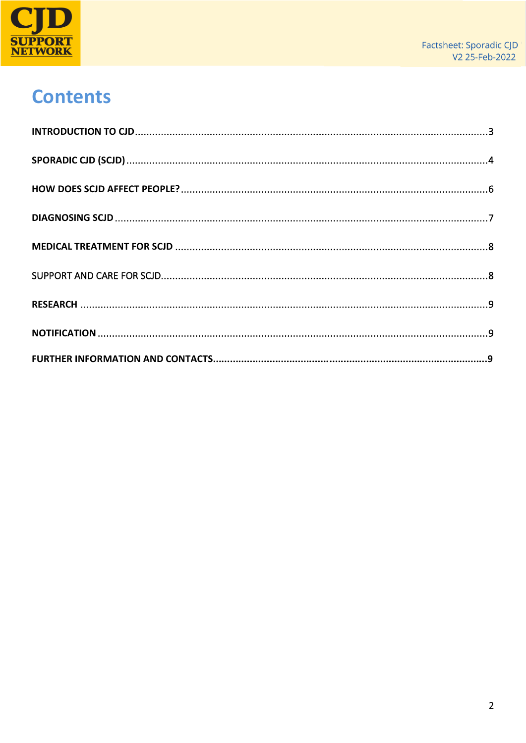# Contents

**INTRODUCTION TO CJD** ........................................................................ 3

**SPORADIC CJD (SCJD)** ........................................................................ 4

**HOW DOES SCJD AFFECT PEOPLE?** ........................................................................ 6

**DIAGNOSING SCJD** ........................................................................ 7

**MEDICAL TREATMENT FOR SCJD** ........................................................................ 8

SUPPORT AND CARE FOR SCJD........................................................................ 8

**RESEARCH** ........................................................................ 9

**NOTIFICATION** ........................................................................ 9

**FURTHER INFORMATION AND CONTACTS**........................................................................ 9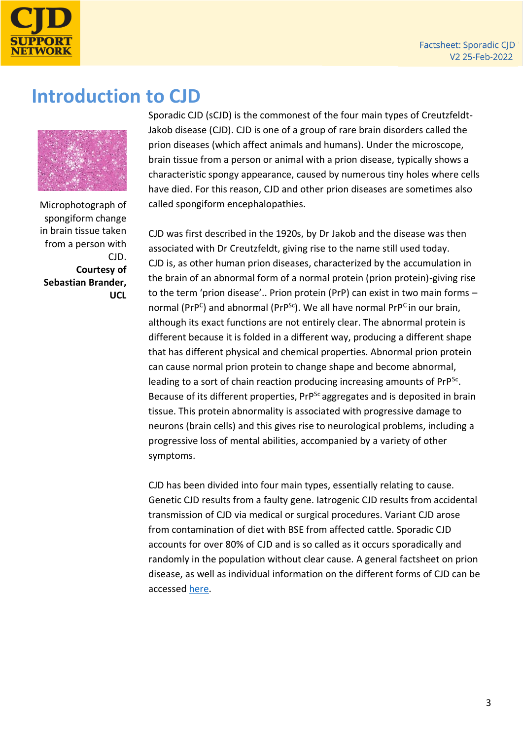# Introduction to CJD

Microphotograph of spongiform change in brain tissue taken from a person with CJD. **Courtesy of Sebastian Brander, UCL**

Sporadic CJD (sCJD) is the commonest of the four main types of Creutzfeldt-Jakob disease (CJD). CJD is one of a group of rare brain disorders called the prion diseases (which affect animals and humans). Under the microscope, brain tissue from a person or animal with a prion disease, typically shows a characteristic spongy appearance, caused by numerous tiny holes where cells have died. For this reason, CJD and other prion diseases are sometimes also called spongiform encephalopathies.

CJD was first described in the 1920s, by Dr Jakob and the disease was then associated with Dr Creutzfeldt, giving rise to the name still used today. CJD is, as other human prion diseases, characterized by the accumulation in the brain of an abnormal form of a normal protein (prion protein)-giving rise to the term 'prion disease'.. Prion protein (PrP) can exist in two main forms – normal ($PrP^{C}$) and abnormal ($PrP^{Sc}$). We all have normal $PrP^{C}$ in our brain, although its exact functions are not entirely clear. The abnormal protein is different because it is folded in a different way, producing a different shape that has different physical and chemical properties. Abnormal prion protein can cause normal prion protein to change shape and become abnormal, leading to a sort of chain reaction producing increasing amounts of $PrP^{Sc}$. Because of its different properties, $PrP^{Sc}$ aggregates and is deposited in brain tissue. This protein abnormality is associated with progressive damage to neurons (brain cells) and this gives rise to neurological problems, including a progressive loss of mental abilities, accompanied by a variety of other symptoms.

CJD has been divided into four main types, essentially relating to cause. Genetic CJD results from a faulty gene. Iatrogenic CJD results from accidental transmission of CJD via medical or surgical procedures. Variant CJD arose from contamination of diet with BSE from affected cattle. Sporadic CJD accounts for over 80% of CJD and is so called as it occurs sporadically and randomly in the population without clear cause. A general factsheet on prion disease, as well as individual information on the different forms of CJD can be accessed [here](here).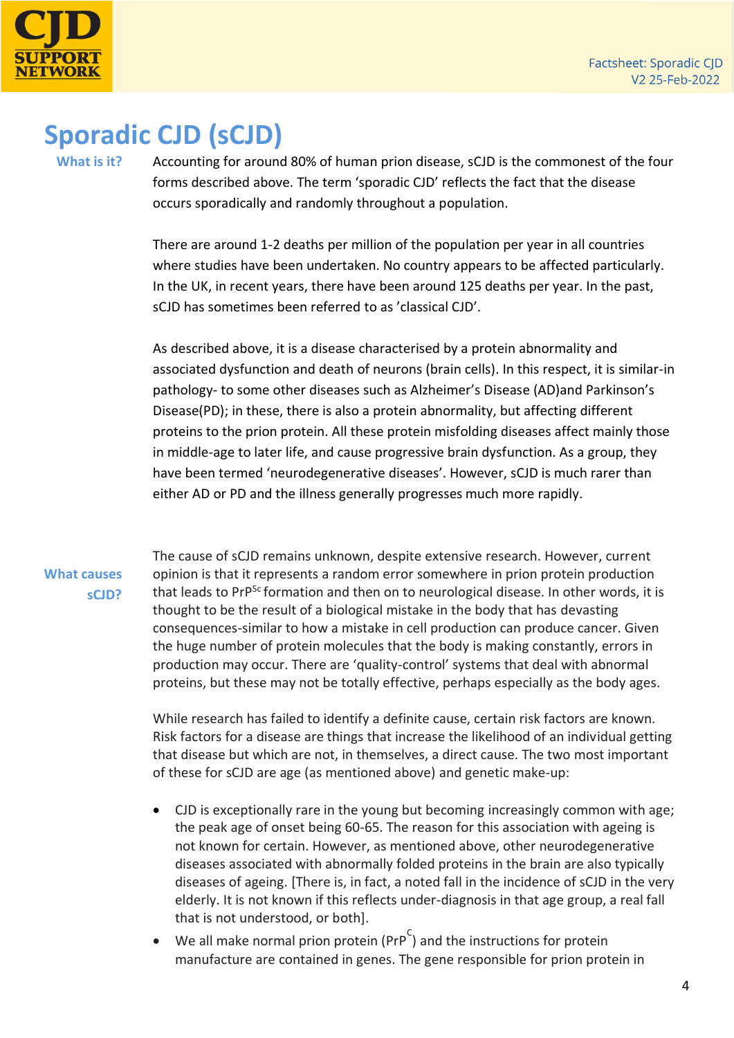# Sporadic CJD (sCJD)

**What is it?**

Accounting for around 80% of human prion disease, sCJD is the commonest of the four forms described above. The term 'sporadic CJD' reflects the fact that the disease occurs sporadically and randomly throughout a population.

There are around 1-2 deaths per million of the population per year in all countries where studies have been undertaken. No country appears to be affected particularly. In the UK, in recent years, there have been around 125 deaths per year. In the past, sCJD has sometimes been referred to as 'classical CJD'.

As described above, it is a disease characterised by a protein abnormality and associated dysfunction and death of neurons (brain cells). In this respect, it is similar-in pathology- to some other diseases such as Alzheimer's Disease (AD)and Parkinson's Disease(PD); in these, there is also a protein abnormality, but affecting different proteins to the prion protein. All these protein misfolding diseases affect mainly those in middle-age to later life, and cause progressive brain dysfunction. As a group, they have been termed 'neurodegenerative diseases'. However, sCJD is much rarer than either AD or PD and the illness generally progresses much more rapidly.

**What causes sCJD?**

The cause of sCJD remains unknown, despite extensive research. However, current opinion is that it represents a random error somewhere in prion protein production that leads to $PrP^{Sc}$ formation and then on to neurological disease. In other words, it is thought to be the result of a biological mistake in the body that has devasting consequences-similar to how a mistake in cell production can produce cancer. Given the huge number of protein molecules that the body is making constantly, errors in production may occur. There are 'quality-control' systems that deal with abnormal proteins, but these may not be totally effective, perhaps especially as the body ages.

While research has failed to identify a definite cause, certain risk factors are known. Risk factors for a disease are things that increase the likelihood of an individual getting that disease but which are not, in themselves, a direct cause. The two most important of these for sCJD are age (as mentioned above) and genetic make-up:

- CJD is exceptionally rare in the young but becoming increasingly common with age; the peak age of onset being 60-65. The reason for this association with ageing is not known for certain. However, as mentioned above, other neurodegenerative diseases associated with abnormally folded proteins in the brain are also typically diseases of ageing. [There is, in fact, a noted fall in the incidence of sCJD in the very elderly. It is not known if this reflects under-diagnosis in that age group, a real fall that is not understood, or both].
- We all make normal prion protein ($PrP^{C}$) and the instructions for protein manufacture are contained in genes. The gene responsible for prion protein in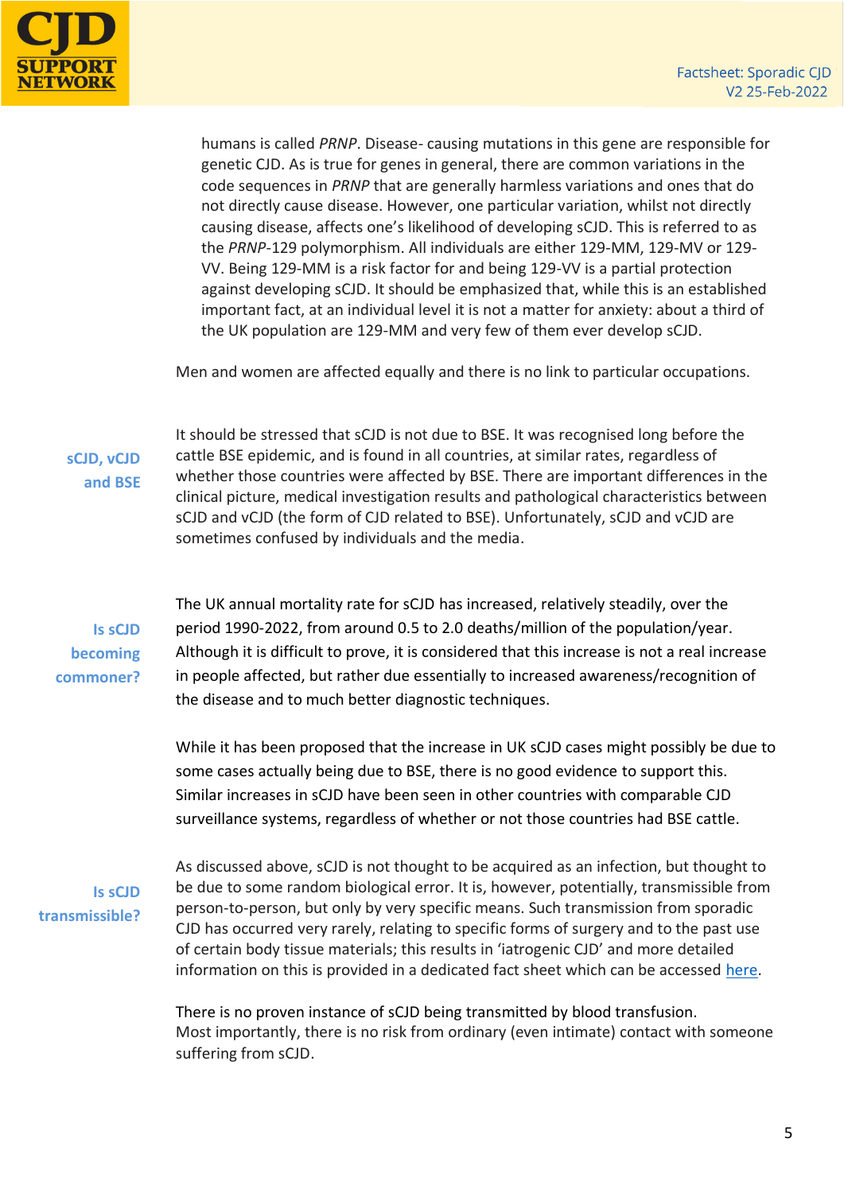humans is called *PRNP*. Disease- causing mutations in this gene are responsible for genetic CJD. As is true for genes in general, there are common variations in the code sequences in *PRNP* that are generally harmless variations and ones that do not directly cause disease. However, one particular variation, whilst not directly causing disease, affects one's likelihood of developing sCJD. This is referred to as the *PRNP*-129 polymorphism. All individuals are either 129-MM, 129-MV or 129-VV. Being 129-MM is a risk factor for and being 129-VV is a partial protection against developing sCJD. It should be emphasized that, while this is an established important fact, at an individual level it is not a matter for anxiety: about a third of the UK population are 129-MM and very few of them ever develop sCJD.

Men and women are affected equally and there is no link to particular occupations.

### sCJD, vCJD and BSE

It should be stressed that sCJD is not due to BSE. It was recognised long before the cattle BSE epidemic, and is found in all countries, at similar rates, regardless of whether those countries were affected by BSE. There are important differences in the clinical picture, medical investigation results and pathological characteristics between sCJD and vCJD (the form of CJD related to BSE). Unfortunately, sCJD and vCJD are sometimes confused by individuals and the media.

### Is sCJD becoming commoner?

The UK annual mortality rate for sCJD has increased, relatively steadily, over the period 1990-2022, from around 0.5 to 2.0 deaths/million of the population/year. Although it is difficult to prove, it is considered that this increase is not a real increase in people affected, but rather due essentially to increased awareness/recognition of the disease and to much better diagnostic techniques.

While it has been proposed that the increase in UK sCJD cases might possibly be due to some cases actually being due to BSE, there is no good evidence to support this. Similar increases in sCJD have been seen in other countries with comparable CJD surveillance systems, regardless of whether or not those countries had BSE cattle.

### Is sCJD transmissible?

As discussed above, sCJD is not thought to be acquired as an infection, but thought to be due to some random biological error. It is, however, potentially, transmissible from person-to-person, but only by very specific means. Such transmission from sporadic CJD has occurred very rarely, relating to specific forms of surgery and to the past use of certain body tissue materials; this results in 'iatrogenic CJD' and more detailed information on this is provided in a dedicated fact sheet which can be accessed [here](#).

There is no proven instance of sCJD being transmitted by blood transfusion.
Most importantly, there is no risk from ordinary (even intimate) contact with someone suffering from sCJD.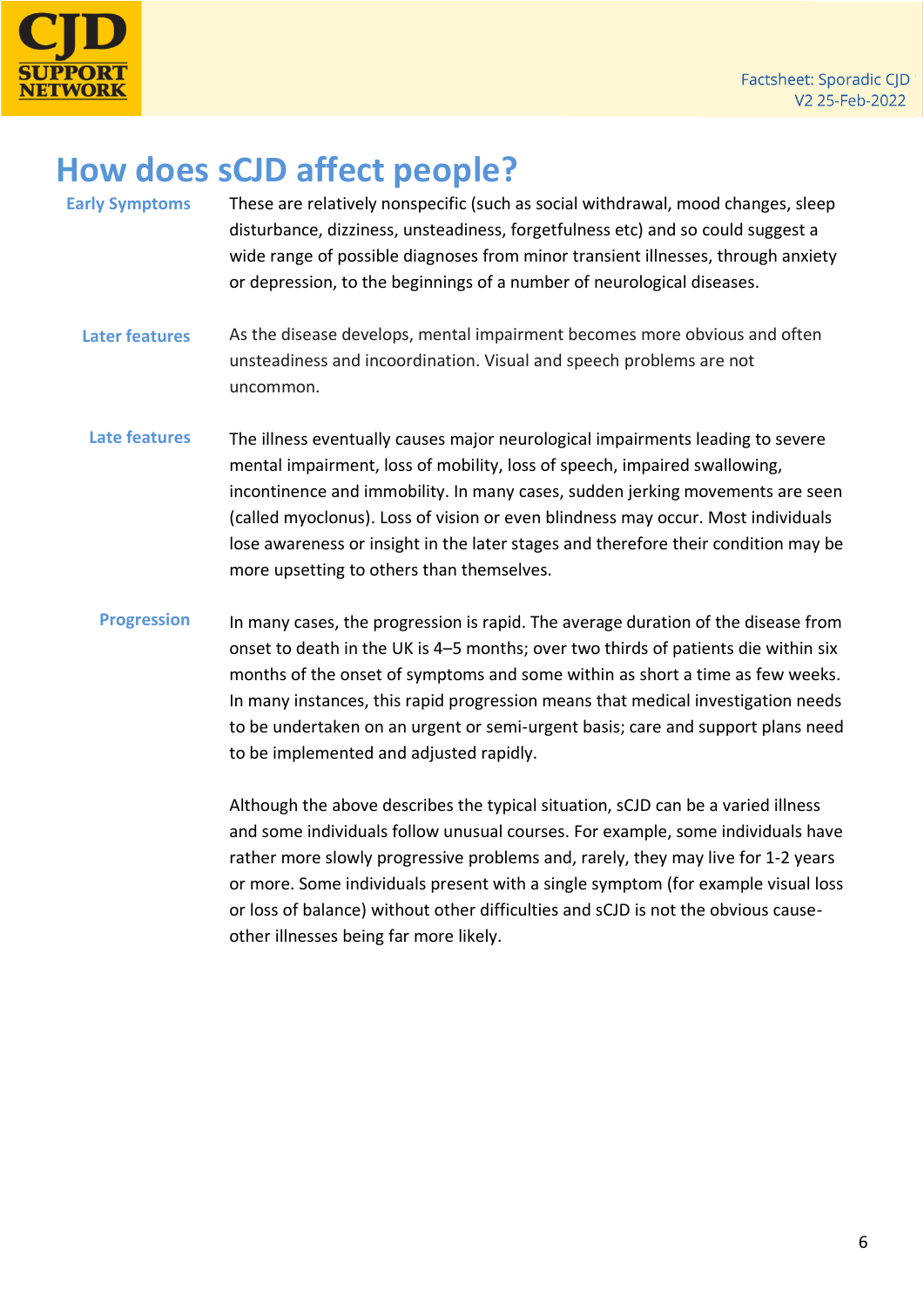# How does sCJD affect people?

**Early Symptoms**

These are relatively nonspecific (such as social withdrawal, mood changes, sleep disturbance, dizziness, unsteadiness, forgetfulness etc) and so could suggest a wide range of possible diagnoses from minor transient illnesses, through anxiety or depression, to the beginnings of a number of neurological diseases.

**Later features**

As the disease develops, mental impairment becomes more obvious and often unsteadiness and incoordination. Visual and speech problems are not uncommon.

**Late features**

The illness eventually causes major neurological impairments leading to severe mental impairment, loss of mobility, loss of speech, impaired swallowing, incontinence and immobility. In many cases, sudden jerking movements are seen (called myoclonus). Loss of vision or even blindness may occur. Most individuals lose awareness or insight in the later stages and therefore their condition may be more upsetting to others than themselves.

**Progression**

In many cases, the progression is rapid. The average duration of the disease from onset to death in the UK is 4–5 months; over two thirds of patients die within six months of the onset of symptoms and some within as short a time as few weeks. In many instances, this rapid progression means that medical investigation needs to be undertaken on an urgent or semi-urgent basis; care and support plans need to be implemented and adjusted rapidly.

Although the above describes the typical situation, sCJD can be a varied illness and some individuals follow unusual courses. For example, some individuals have rather more slowly progressive problems and, rarely, they may live for 1-2 years or more. Some individuals present with a single symptom (for example visual loss or loss of balance) without other difficulties and sCJD is not the obvious cause- other illnesses being far more likely.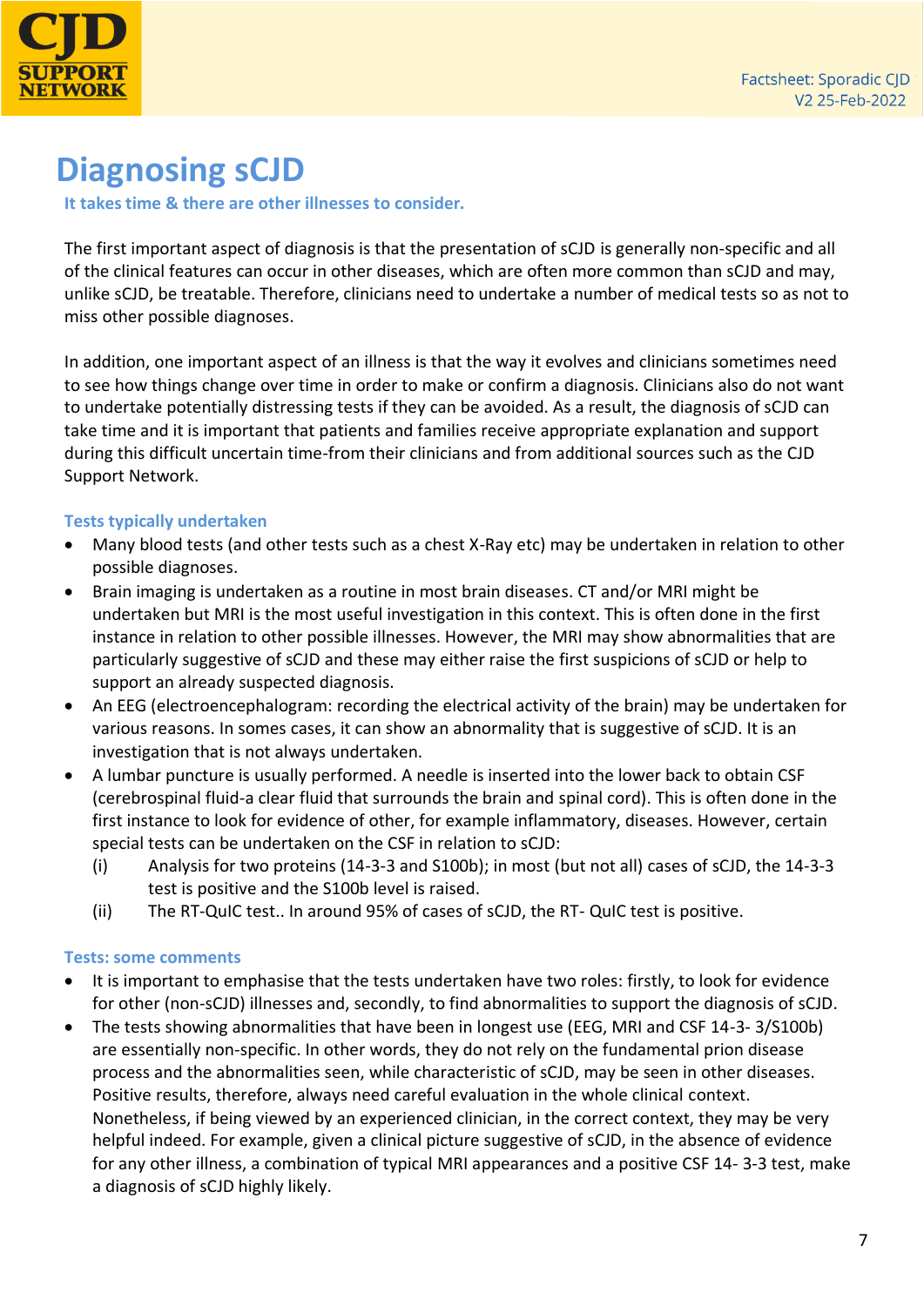# Diagnosing sCJD

**It takes time & there are other illnesses to consider.**

The first important aspect of diagnosis is that the presentation of sCJD is generally non-specific and all of the clinical features can occur in other diseases, which are often more common than sCJD and may, unlike sCJD, be treatable. Therefore, clinicians need to undertake a number of medical tests so as not to miss other possible diagnoses.

In addition, one important aspect of an illness is that the way it evolves and clinicians sometimes need to see how things change over time in order to make or confirm a diagnosis. Clinicians also do not want to undertake potentially distressing tests if they can be avoided. As a result, the diagnosis of sCJD can take time and it is important that patients and families receive appropriate explanation and support during this difficult uncertain time-from their clinicians and from additional sources such as the CJD Support Network.

### Tests typically undertaken

- Many blood tests (and other tests such as a chest X-Ray etc) may be undertaken in relation to other possible diagnoses.
- Brain imaging is undertaken as a routine in most brain diseases. CT and/or MRI might be undertaken but MRI is the most useful investigation in this context. This is often done in the first instance in relation to other possible illnesses. However, the MRI may show abnormalities that are particularly suggestive of sCJD and these may either raise the first suspicions of sCJD or help to support an already suspected diagnosis.
- An EEG (electroencephalogram: recording the electrical activity of the brain) may be undertaken for various reasons. In somes cases, it can show an abnormality that is suggestive of sCJD. It is an investigation that is not always undertaken.
- A lumbar puncture is usually performed. A needle is inserted into the lower back to obtain CSF (cerebrospinal fluid-a clear fluid that surrounds the brain and spinal cord). This is often done in the first instance to look for evidence of other, for example inflammatory, diseases. However, certain special tests can be undertaken on the CSF in relation to sCJD:
  - (i) Analysis for two proteins (14-3-3 and S100b); in most (but not all) cases of sCJD, the 14-3-3 test is positive and the S100b level is raised.
  - (ii) The RT-QuIC test.. In around 95% of cases of sCJD, the RT- QuIC test is positive.

### Tests: some comments

- It is important to emphasise that the tests undertaken have two roles: firstly, to look for evidence for other (non-sCJD) illnesses and, secondly, to find abnormalities to support the diagnosis of sCJD.
- The tests showing abnormalities that have been in longest use (EEG, MRI and CSF 14-3- 3/S100b) are essentially non-specific. In other words, they do not rely on the fundamental prion disease process and the abnormalities seen, while characteristic of sCJD, may be seen in other diseases. Positive results, therefore, always need careful evaluation in the whole clinical context. Nonetheless, if being viewed by an experienced clinician, in the correct context, they may be very helpful indeed. For example, given a clinical picture suggestive of sCJD, in the absence of evidence for any other illness, a combination of typical MRI appearances and a positive CSF 14- 3-3 test, make a diagnosis of sCJD highly likely.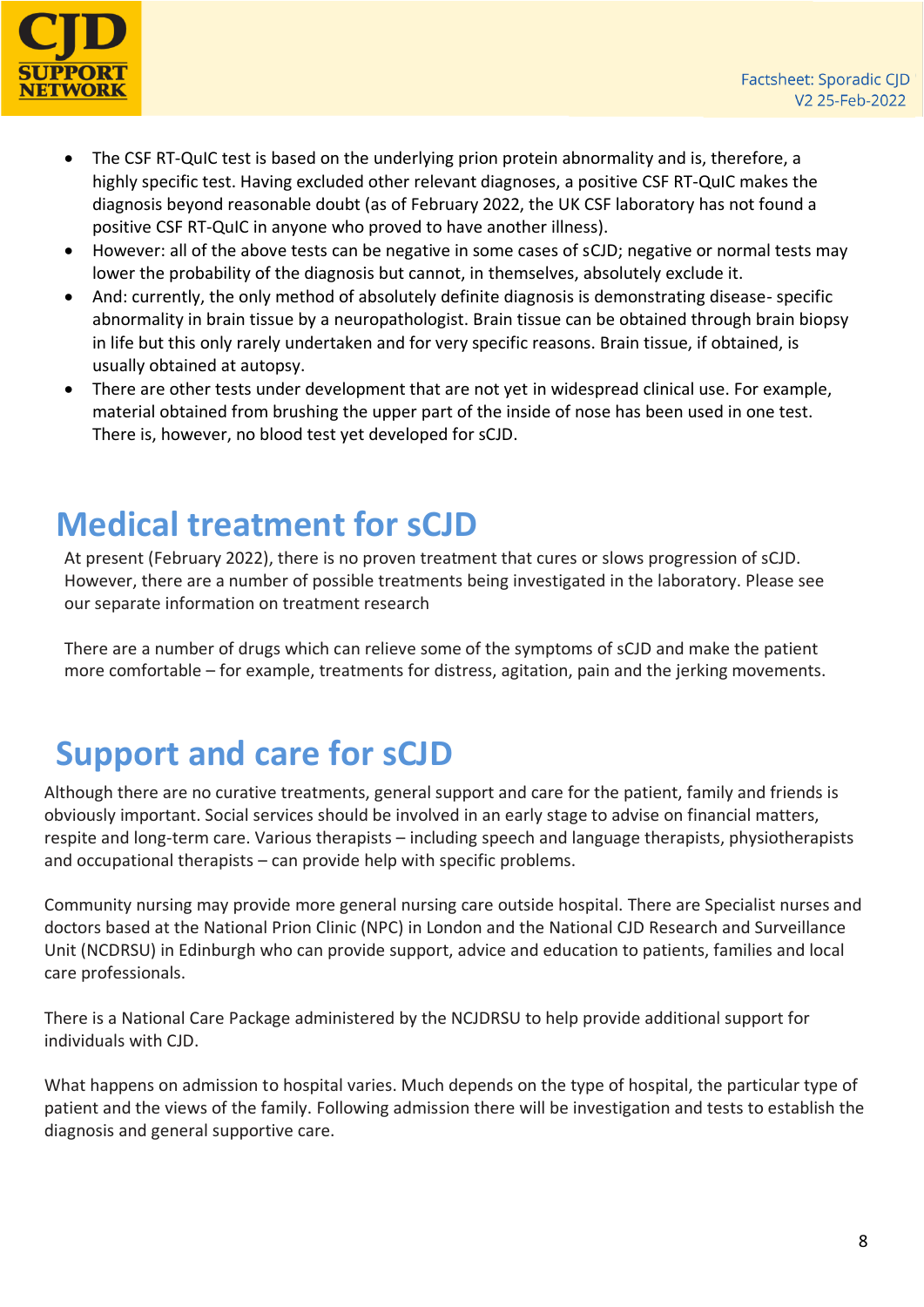- The CSF RT-QuIC test is based on the underlying prion protein abnormality and is, therefore, a highly specific test. Having excluded other relevant diagnoses, a positive CSF RT-QuIC makes the diagnosis beyond reasonable doubt (as of February 2022, the UK CSF laboratory has not found a positive CSF RT-QuIC in anyone who proved to have another illness).
- However: all of the above tests can be negative in some cases of sCJD; negative or normal tests may lower the probability of the diagnosis but cannot, in themselves, absolutely exclude it.
- And: currently, the only method of absolutely definite diagnosis is demonstrating disease- specific abnormality in brain tissue by a neuropathologist. Brain tissue can be obtained through brain biopsy in life but this only rarely undertaken and for very specific reasons. Brain tissue, if obtained, is usually obtained at autopsy.
- There are other tests under development that are not yet in widespread clinical use. For example, material obtained from brushing the upper part of the inside of nose has been used in one test. There is, however, no blood test yet developed for sCJD.

# Medical treatment for sCJD

At present (February 2022), there is no proven treatment that cures or slows progression of sCJD. However, there are a number of possible treatments being investigated in the laboratory. Please see our separate information on treatment research

There are a number of drugs which can relieve some of the symptoms of sCJD and make the patient more comfortable – for example, treatments for distress, agitation, pain and the jerking movements.

# Support and care for sCJD

Although there are no curative treatments, general support and care for the patient, family and friends is obviously important. Social services should be involved in an early stage to advise on financial matters, respite and long-term care. Various therapists – including speech and language therapists, physiotherapists and occupational therapists – can provide help with specific problems.

Community nursing may provide more general nursing care outside hospital. There are Specialist nurses and doctors based at the National Prion Clinic (NPC) in London and the National CJD Research and Surveillance Unit (NCDRSU) in Edinburgh who can provide support, advice and education to patients, families and local care professionals.

There is a National Care Package administered by the NCJDRSU to help provide additional support for individuals with CJD.

What happens on admission to hospital varies. Much depends on the type of hospital, the particular type of patient and the views of the family. Following admission there will be investigation and tests to establish the diagnosis and general supportive care.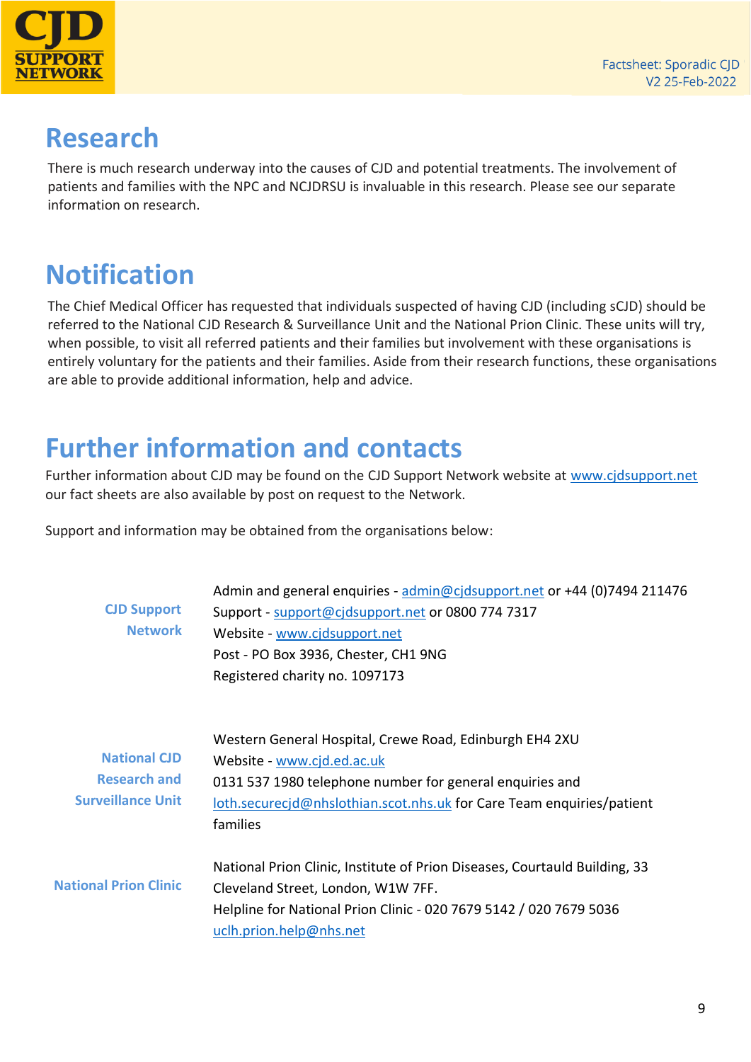## Research

There is much research underway into the causes of CJD and potential treatments. The involvement of patients and families with the NPC and NCJDRSU is invaluable in this research. Please see our separate information on research.

## Notification

The Chief Medical Officer has requested that individuals suspected of having CJD (including sCJD) should be referred to the National CJD Research & Surveillance Unit and the National Prion Clinic. These units will try, when possible, to visit all referred patients and their families but involvement with these organisations is entirely voluntary for the patients and their families. Aside from their research functions, these organisations are able to provide additional information, help and advice.

## Further information and contacts

Further information about CJD may be found on the CJD Support Network website at www.cjdsupport.net our fact sheets are also available by post on request to the Network.

Support and information may be obtained from the organisations below:

| | |
|---|---|
| **CJD Support Network** | Admin and general enquiries - admin@cjdsupport.net or +44 (0)7494 211476<br>Support - support@cjdsupport.net or 0800 774 7317<br>Website - www.cjdsupport.net<br>Post - PO Box 3936, Chester, CH1 9NG<br>Registered charity no. 1097173 |
| **National CJD Research and Surveillance Unit** | Western General Hospital, Crewe Road, Edinburgh EH4 2XU<br>Website - www.cjd.ed.ac.uk<br>0131 537 1980 telephone number for general enquiries and loth.securecjd@nhslothian.scot.nhs.uk for Care Team enquiries/patient families |
| **National Prion Clinic** | National Prion Clinic, Institute of Prion Diseases, Courtauld Building, 33 Cleveland Street, London, W1W 7FF.<br>Helpline for National Prion Clinic - 020 7679 5142 / 020 7679 5036<br>uclh.prion.help@nhs.net |